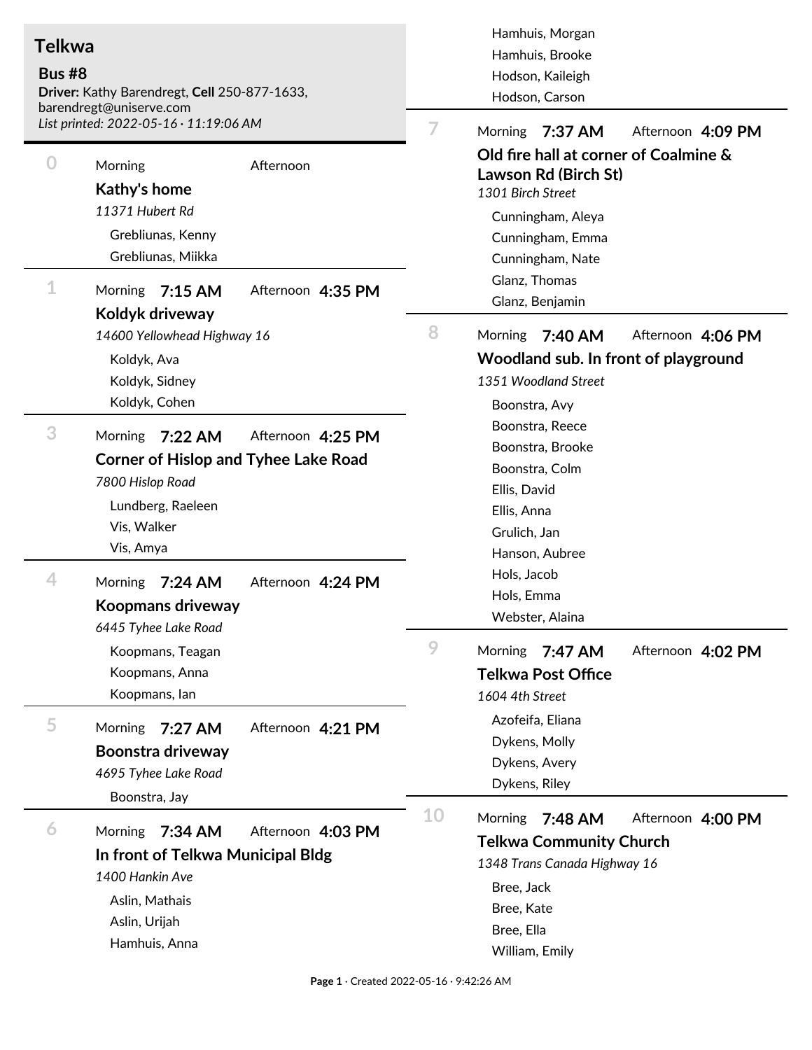# Telkwa

## Bus #8

**Driver:** Kathy Barendregt, **Cell** 250-877-1633, barendregt@uniserve.com

*List printed: 2022-05-16 · 11:19:06 AM*

---

### 0

Morning | Afternoon

**Kathy's home**

*11371 Hubert Rd*

- Grebliunas, Kenny
- Grebliunas, Miikka

---

### 1

Morning **7:15 AM** | Afternoon **4:35 PM**

**Koldyk driveway**

*14600 Yellowhead Highway 16*

- Koldyk, Ava
- Koldyk, Sidney
- Koldyk, Cohen

---

### 3

Morning **7:22 AM** | Afternoon **4:25 PM**

**Corner of Hislop and Tyhee Lake Road**

*7800 Hislop Road*

- Lundberg, Raeleen
- Vis, Walker
- Vis, Amya

---

### 4

Morning **7:24 AM** | Afternoon **4:24 PM**

**Koopmans driveway**

*6445 Tyhee Lake Road*

- Koopmans, Teagan
- Koopmans, Anna
- Koopmans, Ian

---

### 5

Morning **7:27 AM** | Afternoon **4:21 PM**

**Boonstra driveway**

*4695 Tyhee Lake Road*

- Boonstra, Jay

---

### 6

Morning **7:34 AM** | Afternoon **4:03 PM**

**In front of Telkwa Municipal Bldg**

*1400 Hankin Ave*

- Aslin, Mathais
- Aslin, Urijah
- Hamhuis, Anna
- Hamhuis, Morgan
- Hamhuis, Brooke
- Hodson, Kaileigh
- Hodson, Carson

---

### 7

Morning **7:37 AM** | Afternoon **4:09 PM**

**Old fire hall at corner of Coalmine & Lawson Rd (Birch St)**

*1301 Birch Street*

- Cunningham, Aleya
- Cunningham, Emma
- Cunningham, Nate
- Glanz, Thomas
- Glanz, Benjamin

---

### 8

Morning **7:40 AM** | Afternoon **4:06 PM**

**Woodland sub. In front of playground**

*1351 Woodland Street*

- Boonstra, Avy
- Boonstra, Reece
- Boonstra, Brooke
- Boonstra, Colm
- Ellis, David
- Ellis, Anna
- Grulich, Jan
- Hanson, Aubree
- Hols, Jacob
- Hols, Emma
- Webster, Alaina

---

### 9

Morning **7:47 AM** | Afternoon **4:02 PM**

**Telkwa Post Office**

*1604 4th Street*

- Azofeifa, Eliana
- Dykens, Molly
- Dykens, Avery
- Dykens, Riley

---

### 10

Morning **7:48 AM** | Afternoon **4:00 PM**

**Telkwa Community Church**

*1348 Trans Canada Highway 16*

- Bree, Jack
- Bree, Kate
- Bree, Ella
- William, Emily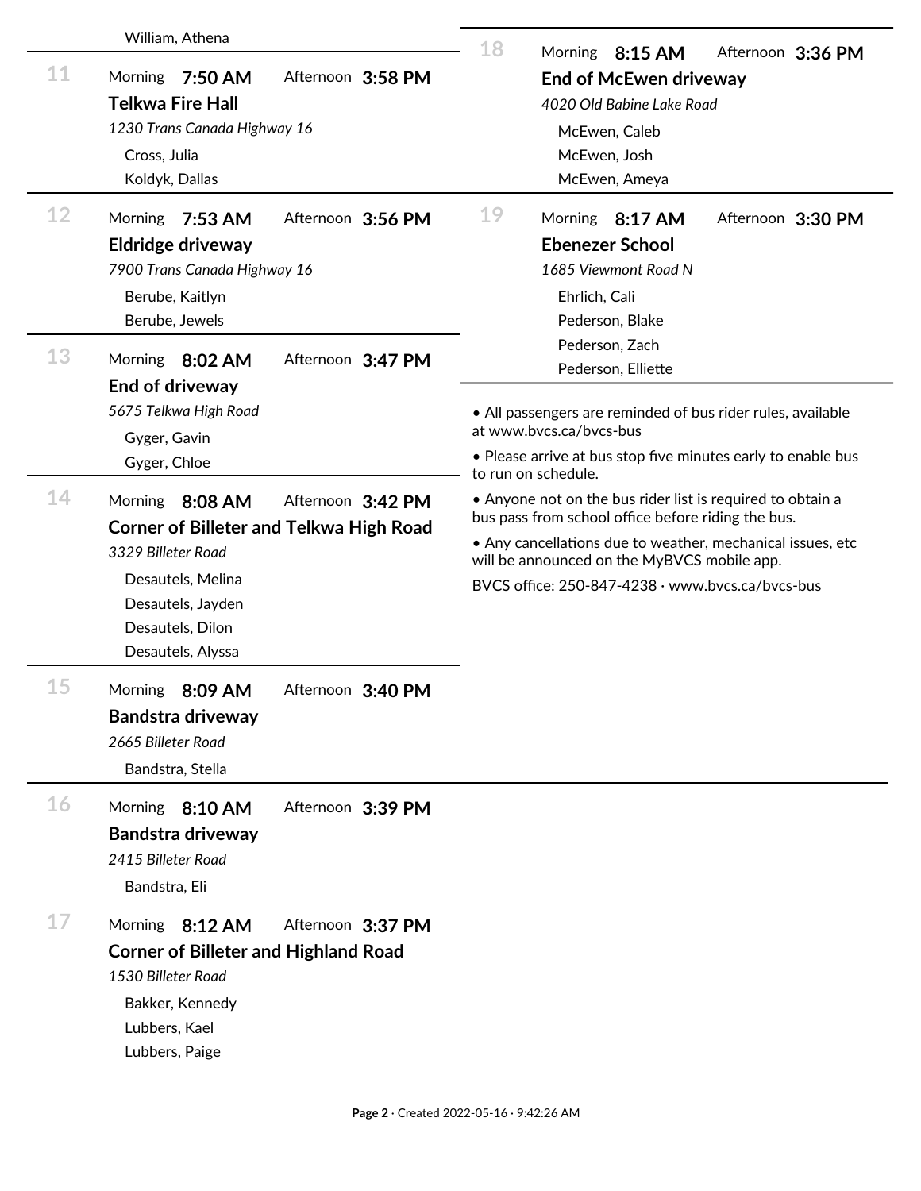William, Athena

**11** Morning **7:50 AM** Afternoon **3:58 PM**
**Telkwa Fire Hall**
*1230 Trans Canada Highway 16*
Cross, Julia
Koldyk, Dallas

**12** Morning **7:53 AM** Afternoon **3:56 PM**
**Eldridge driveway**
*7900 Trans Canada Highway 16*
Berube, Kaitlyn
Berube, Jewels

**13** Morning **8:02 AM** Afternoon **3:47 PM**
**End of driveway**
*5675 Telkwa High Road*
Gyger, Gavin
Gyger, Chloe

**14** Morning **8:08 AM** Afternoon **3:42 PM**
**Corner of Billeter and Telkwa High Road**
*3329 Billeter Road*
Desautels, Melina
Desautels, Jayden
Desautels, Dilon
Desautels, Alyssa

**15** Morning **8:09 AM** Afternoon **3:40 PM**
**Bandstra driveway**
*2665 Billeter Road*
Bandstra, Stella

**16** Morning **8:10 AM** Afternoon **3:39 PM**
**Bandstra driveway**
*2415 Billeter Road*
Bandstra, Eli

**17** Morning **8:12 AM** Afternoon **3:37 PM**
**Corner of Billeter and Highland Road**
*1530 Billeter Road*
Bakker, Kennedy
Lubbers, Kael
Lubbers, Paige

**18** Morning **8:15 AM** Afternoon **3:36 PM**
**End of McEwen driveway**
*4020 Old Babine Lake Road*
McEwen, Caleb
McEwen, Josh
McEwen, Ameya

**19** Morning **8:17 AM** Afternoon **3:30 PM**
**Ebenezer School**
*1685 Viewmont Road N*
Ehrlich, Cali
Pederson, Blake
Pederson, Zach
Pederson, Elliette

- All passengers are reminded of bus rider rules, available at www.bvcs.ca/bvcs-bus
- Please arrive at bus stop five minutes early to enable bus to run on schedule.
- Anyone not on the bus rider list is required to obtain a bus pass from school office before riding the bus.
- Any cancellations due to weather, mechanical issues, etc will be announced on the MyBVCS mobile app.

BVCS office: 250-847-4238 · www.bvcs.ca/bvcs-bus